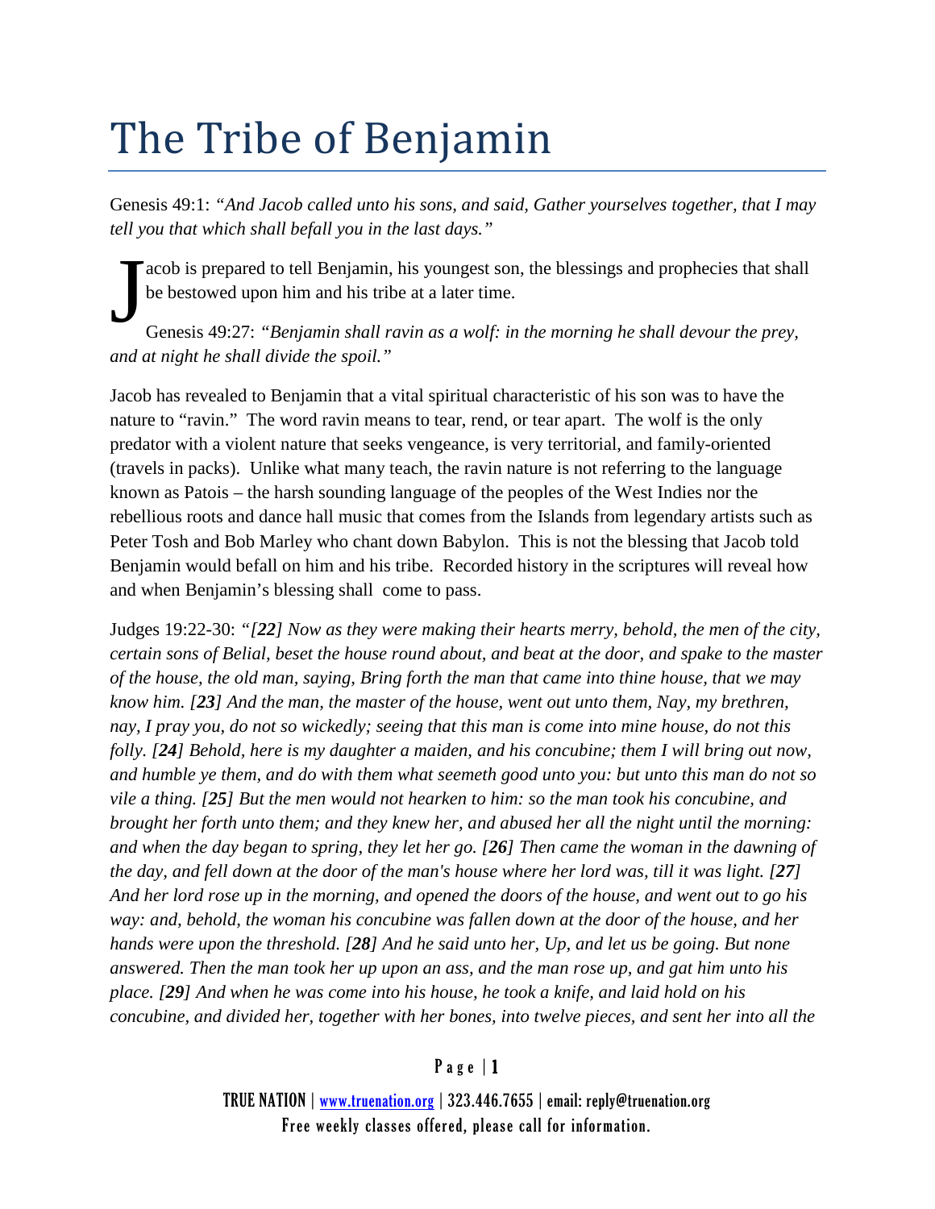# The Tribe of Benjamin

Genesis 49:1: *"And Jacob called unto his sons, and said, Gather yourselves together, that I may tell you that which shall befall you in the last days."*

Jacob is prepared to tell Benjamin, his youngest son, the blessings and prophecies that shall be bestowed upon him and his tribe at a later time.

Genesis 49:27: *"Benjamin shall ravin as a wolf: in the morning he shall devour the prey, and at night he shall divide the spoil."*

Jacob has revealed to Benjamin that a vital spiritual characteristic of his son was to have the nature to "ravin." The word ravin means to tear, rend, or tear apart. The wolf is the only predator with a violent nature that seeks vengeance, is very territorial, and family-oriented (travels in packs). Unlike what many teach, the ravin nature is not referring to the language known as Patois – the harsh sounding language of the peoples of the West Indies nor the rebellious roots and dance hall music that comes from the Islands from legendary artists such as Peter Tosh and Bob Marley who chant down Babylon. This is not the blessing that Jacob told Benjamin would befall on him and his tribe. Recorded history in the scriptures will reveal how and when Benjamin's blessing shall come to pass.

Judges 19:22-30: *"[**22**] Now as they were making their hearts merry, behold, the men of the city, certain sons of Belial, beset the house round about, and beat at the door, and spake to the master of the house, the old man, saying, Bring forth the man that came into thine house, that we may know him. [**23**] And the man, the master of the house, went out unto them, Nay, my brethren, nay, I pray you, do not so wickedly; seeing that this man is come into mine house, do not this folly. [**24**] Behold, here is my daughter a maiden, and his concubine; them I will bring out now, and humble ye them, and do with them what seemeth good unto you: but unto this man do not so vile a thing. [**25**] But the men would not hearken to him: so the man took his concubine, and brought her forth unto them; and they knew her, and abused her all the night until the morning: and when the day began to spring, they let her go. [**26**] Then came the woman in the dawning of the day, and fell down at the door of the man's house where her lord was, till it was light. [**27**] And her lord rose up in the morning, and opened the doors of the house, and went out to go his way: and, behold, the woman his concubine was fallen down at the door of the house, and her hands were upon the threshold. [**28**] And he said unto her, Up, and let us be going. But none answered. Then the man took her up upon an ass, and the man rose up, and gat him unto his place. [**29**] And when he was come into his house, he took a knife, and laid hold on his concubine, and divided her, together with her bones, into twelve pieces, and sent her into all the*

TRUE NATION | www.truenation.org | 323.446.7655 | email: reply@truenation.org
Free weekly classes offered, please call for information.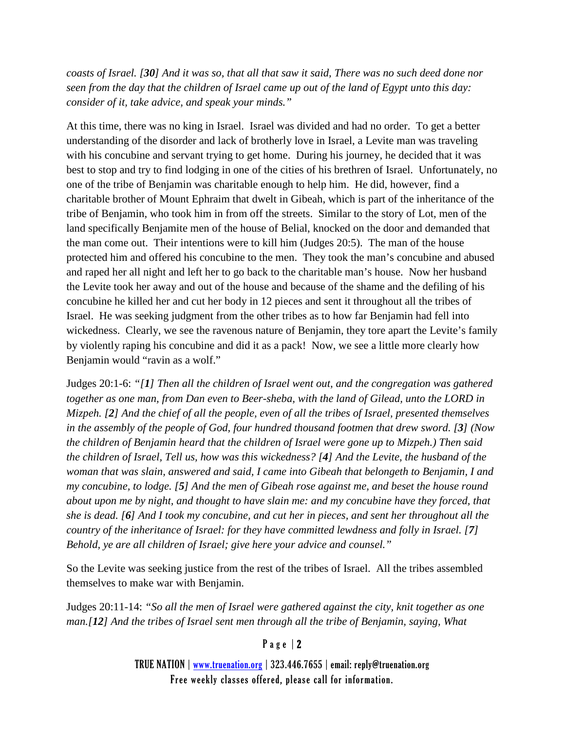*coasts of Israel. [**30**] And it was so, that all that saw it said, There was no such deed done nor seen from the day that the children of Israel came up out of the land of Egypt unto this day: consider of it, take advice, and speak your minds."*

At this time, there was no king in Israel. Israel was divided and had no order. To get a better understanding of the disorder and lack of brotherly love in Israel, a Levite man was traveling with his concubine and servant trying to get home. During his journey, he decided that it was best to stop and try to find lodging in one of the cities of his brethren of Israel. Unfortunately, no one of the tribe of Benjamin was charitable enough to help him. He did, however, find a charitable brother of Mount Ephraim that dwelt in Gibeah, which is part of the inheritance of the tribe of Benjamin, who took him in from off the streets. Similar to the story of Lot, men of the land specifically Benjamite men of the house of Belial, knocked on the door and demanded that the man come out. Their intentions were to kill him (Judges 20:5). The man of the house protected him and offered his concubine to the men. They took the man's concubine and abused and raped her all night and left her to go back to the charitable man's house. Now her husband the Levite took her away and out of the house and because of the shame and the defiling of his concubine he killed her and cut her body in 12 pieces and sent it throughout all the tribes of Israel. He was seeking judgment from the other tribes as to how far Benjamin had fell into wickedness. Clearly, we see the ravenous nature of Benjamin, they tore apart the Levite's family by violently raping his concubine and did it as a pack! Now, we see a little more clearly how Benjamin would "ravin as a wolf."

Judges 20:1-6: *"[**1**] Then all the children of Israel went out, and the congregation was gathered together as one man, from Dan even to Beer-sheba, with the land of Gilead, unto the LORD in Mizpeh. [**2**] And the chief of all the people, even of all the tribes of Israel, presented themselves in the assembly of the people of God, four hundred thousand footmen that drew sword. [**3**] (Now the children of Benjamin heard that the children of Israel were gone up to Mizpeh.) Then said the children of Israel, Tell us, how was this wickedness? [**4**] And the Levite, the husband of the woman that was slain, answered and said, I came into Gibeah that belongeth to Benjamin, I and my concubine, to lodge. [**5**] And the men of Gibeah rose against me, and beset the house round about upon me by night, and thought to have slain me: and my concubine have they forced, that she is dead. [**6**] And I took my concubine, and cut her in pieces, and sent her throughout all the country of the inheritance of Israel: for they have committed lewdness and folly in Israel. [**7**] Behold, ye are all children of Israel; give here your advice and counsel."*

So the Levite was seeking justice from the rest of the tribes of Israel. All the tribes assembled themselves to make war with Benjamin.

Judges 20:11-14: *"So all the men of Israel were gathered against the city, knit together as one man.[**12**] And the tribes of Israel sent men through all the tribe of Benjamin, saying, What*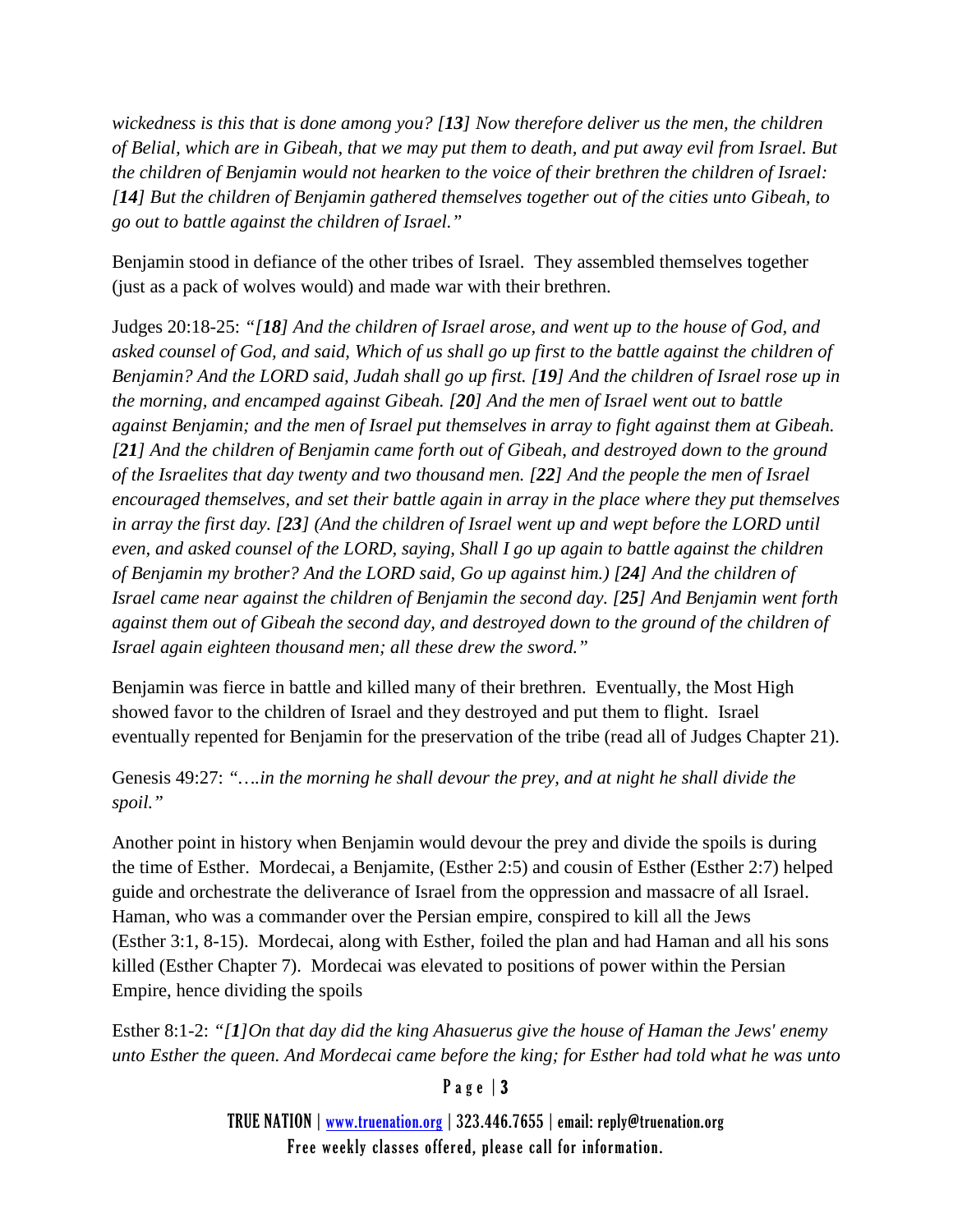*wickedness is this that is done among you? [**13**] Now therefore deliver us the men, the children of Belial, which are in Gibeah, that we may put them to death, and put away evil from Israel. But the children of Benjamin would not hearken to the voice of their brethren the children of Israel: [**14**] But the children of Benjamin gathered themselves together out of the cities unto Gibeah, to go out to battle against the children of Israel."*

Benjamin stood in defiance of the other tribes of Israel. They assembled themselves together (just as a pack of wolves would) and made war with their brethren.

Judges 20:18-25: *"[**18**] And the children of Israel arose, and went up to the house of God, and asked counsel of God, and said, Which of us shall go up first to the battle against the children of Benjamin? And the LORD said, Judah shall go up first. [**19**] And the children of Israel rose up in the morning, and encamped against Gibeah. [**20**] And the men of Israel went out to battle against Benjamin; and the men of Israel put themselves in array to fight against them at Gibeah. [**21**] And the children of Benjamin came forth out of Gibeah, and destroyed down to the ground of the Israelites that day twenty and two thousand men. [**22**] And the people the men of Israel encouraged themselves, and set their battle again in array in the place where they put themselves in array the first day. [**23**] (And the children of Israel went up and wept before the LORD until even, and asked counsel of the LORD, saying, Shall I go up again to battle against the children of Benjamin my brother? And the LORD said, Go up against him.) [**24**] And the children of Israel came near against the children of Benjamin the second day. [**25**] And Benjamin went forth against them out of Gibeah the second day, and destroyed down to the ground of the children of Israel again eighteen thousand men; all these drew the sword."*

Benjamin was fierce in battle and killed many of their brethren. Eventually, the Most High showed favor to the children of Israel and they destroyed and put them to flight. Israel eventually repented for Benjamin for the preservation of the tribe (read all of Judges Chapter 21).

Genesis 49:27: *"….in the morning he shall devour the prey, and at night he shall divide the spoil."*

Another point in history when Benjamin would devour the prey and divide the spoils is during the time of Esther. Mordecai, a Benjamite, (Esther 2:5) and cousin of Esther (Esther 2:7) helped guide and orchestrate the deliverance of Israel from the oppression and massacre of all Israel. Haman, who was a commander over the Persian empire, conspired to kill all the Jews (Esther 3:1, 8-15). Mordecai, along with Esther, foiled the plan and had Haman and all his sons killed (Esther Chapter 7). Mordecai was elevated to positions of power within the Persian Empire, hence dividing the spoils

Esther 8:1-2: *"[**1**]On that day did the king Ahasuerus give the house of Haman the Jews' enemy unto Esther the queen. And Mordecai came before the king; for Esther had told what he was unto*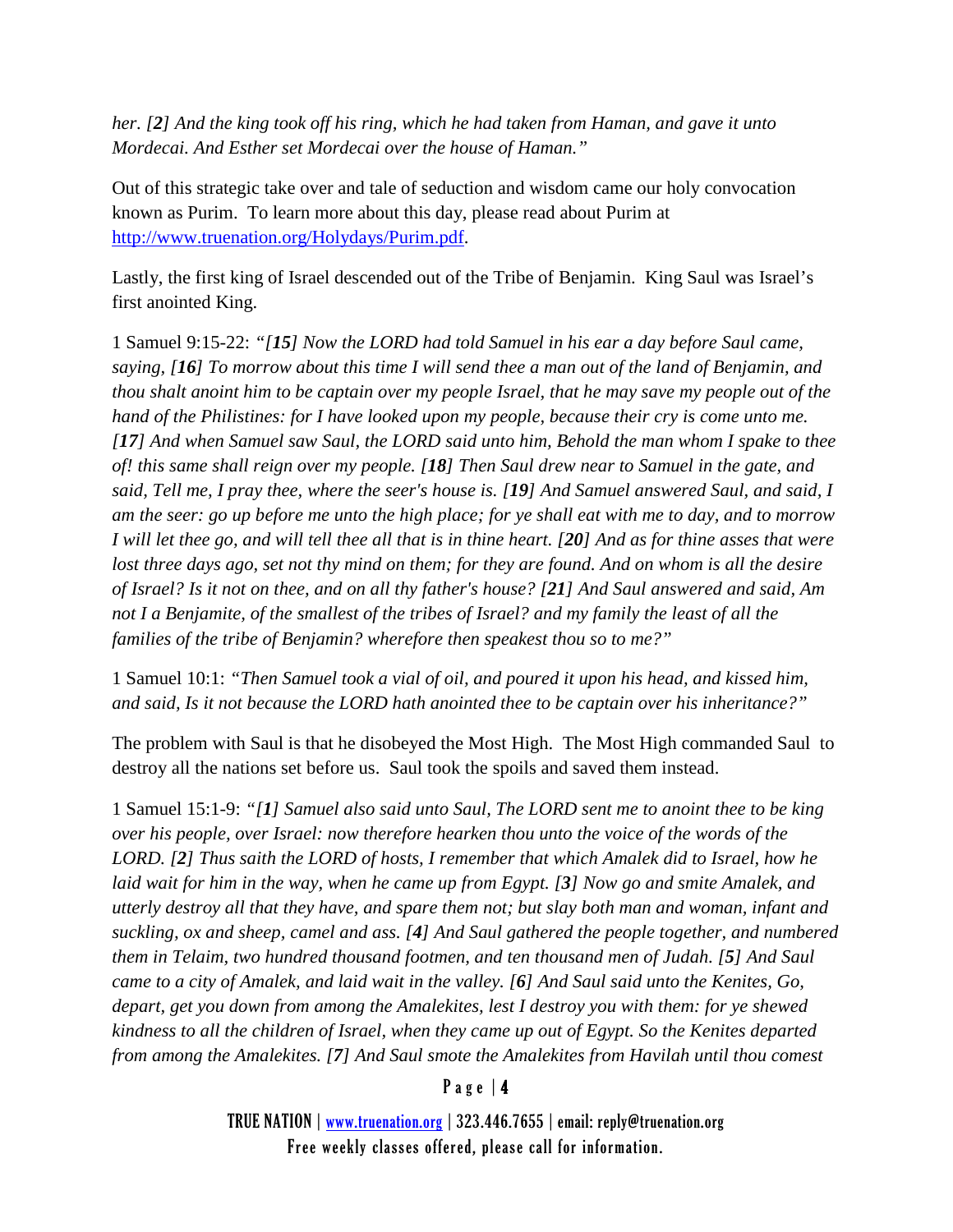*her. [**2**] And the king took off his ring, which he had taken from Haman, and gave it unto Mordecai. And Esther set Mordecai over the house of Haman."*

Out of this strategic take over and tale of seduction and wisdom came our holy convocation known as Purim. To learn more about this day, please read about Purim at [http://www.truenation.org/Holydays/Purim.pdf](http://www.truenation.org/Holydays/Purim.pdf).

Lastly, the first king of Israel descended out of the Tribe of Benjamin. King Saul was Israel's first anointed King.

1 Samuel 9:15-22: *"[**15**] Now the LORD had told Samuel in his ear a day before Saul came, saying, [**16**] To morrow about this time I will send thee a man out of the land of Benjamin, and thou shalt anoint him to be captain over my people Israel, that he may save my people out of the hand of the Philistines: for I have looked upon my people, because their cry is come unto me. [**17**] And when Samuel saw Saul, the LORD said unto him, Behold the man whom I spake to thee of! this same shall reign over my people. [**18**] Then Saul drew near to Samuel in the gate, and said, Tell me, I pray thee, where the seer's house is. [**19**] And Samuel answered Saul, and said, I am the seer: go up before me unto the high place; for ye shall eat with me to day, and to morrow I will let thee go, and will tell thee all that is in thine heart. [**20**] And as for thine asses that were lost three days ago, set not thy mind on them; for they are found. And on whom is all the desire of Israel? Is it not on thee, and on all thy father's house? [**21**] And Saul answered and said, Am not I a Benjamite, of the smallest of the tribes of Israel? and my family the least of all the families of the tribe of Benjamin? wherefore then speakest thou so to me?"*

1 Samuel 10:1: *"Then Samuel took a vial of oil, and poured it upon his head, and kissed him, and said, Is it not because the LORD hath anointed thee to be captain over his inheritance?"*

The problem with Saul is that he disobeyed the Most High. The Most High commanded Saul to destroy all the nations set before us. Saul took the spoils and saved them instead.

1 Samuel 15:1-9: *"[**1**] Samuel also said unto Saul, The LORD sent me to anoint thee to be king over his people, over Israel: now therefore hearken thou unto the voice of the words of the LORD. [**2**] Thus saith the LORD of hosts, I remember that which Amalek did to Israel, how he laid wait for him in the way, when he came up from Egypt. [**3**] Now go and smite Amalek, and utterly destroy all that they have, and spare them not; but slay both man and woman, infant and suckling, ox and sheep, camel and ass. [**4**] And Saul gathered the people together, and numbered them in Telaim, two hundred thousand footmen, and ten thousand men of Judah. [**5**] And Saul came to a city of Amalek, and laid wait in the valley. [**6**] And Saul said unto the Kenites, Go, depart, get you down from among the Amalekites, lest I destroy you with them: for ye shewed kindness to all the children of Israel, when they came up out of Egypt. So the Kenites departed from among the Amalekites. [**7**] And Saul smote the Amalekites from Havilah until thou comest*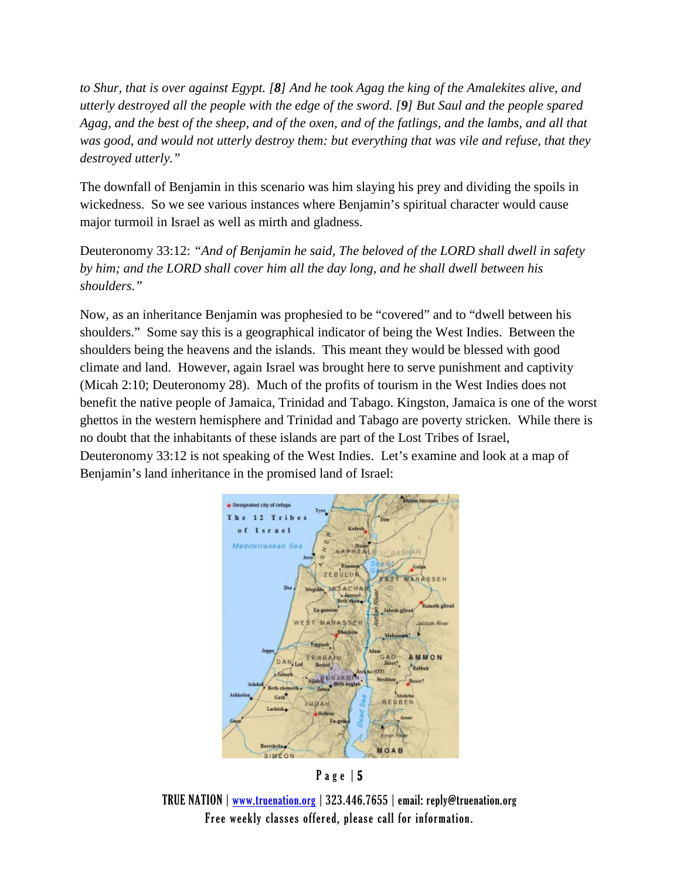*to Shur, that is over against Egypt. [**8**] And he took Agag the king of the Amalekites alive, and utterly destroyed all the people with the edge of the sword. [**9**] But Saul and the people spared Agag, and the best of the sheep, and of the oxen, and of the fatlings, and the lambs, and all that was good, and would not utterly destroy them: but everything that was vile and refuse, that they destroyed utterly."*

The downfall of Benjamin in this scenario was him slaying his prey and dividing the spoils in wickedness. So we see various instances where Benjamin's spiritual character would cause major turmoil in Israel as well as mirth and gladness.

Deuteronomy 33:12: *"And of Benjamin he said, The beloved of the LORD shall dwell in safety by him; and the LORD shall cover him all the day long, and he shall dwell between his shoulders."*

Now, as an inheritance Benjamin was prophesied to be "covered" and to "dwell between his shoulders." Some say this is a geographical indicator of being the West Indies. Between the shoulders being the heavens and the islands. This meant they would be blessed with good climate and land. However, again Israel was brought here to serve punishment and captivity (Micah 2:10; Deuteronomy 28). Much of the profits of tourism in the West Indies does not benefit the native people of Jamaica, Trinidad and Tabago. Kingston, Jamaica is one of the worst ghettos in the western hemisphere and Trinidad and Tabago are poverty stricken. While there is no doubt that the inhabitants of these islands are part of the Lost Tribes of Israel, Deuteronomy 33:12 is not speaking of the West Indies. Let's examine and look at a map of Benjamin's land inheritance in the promised land of Israel:

TRUE NATION | www.truenation.org | 323.446.7655 | email: reply@truenation.org
Free weekly classes offered, please call for information.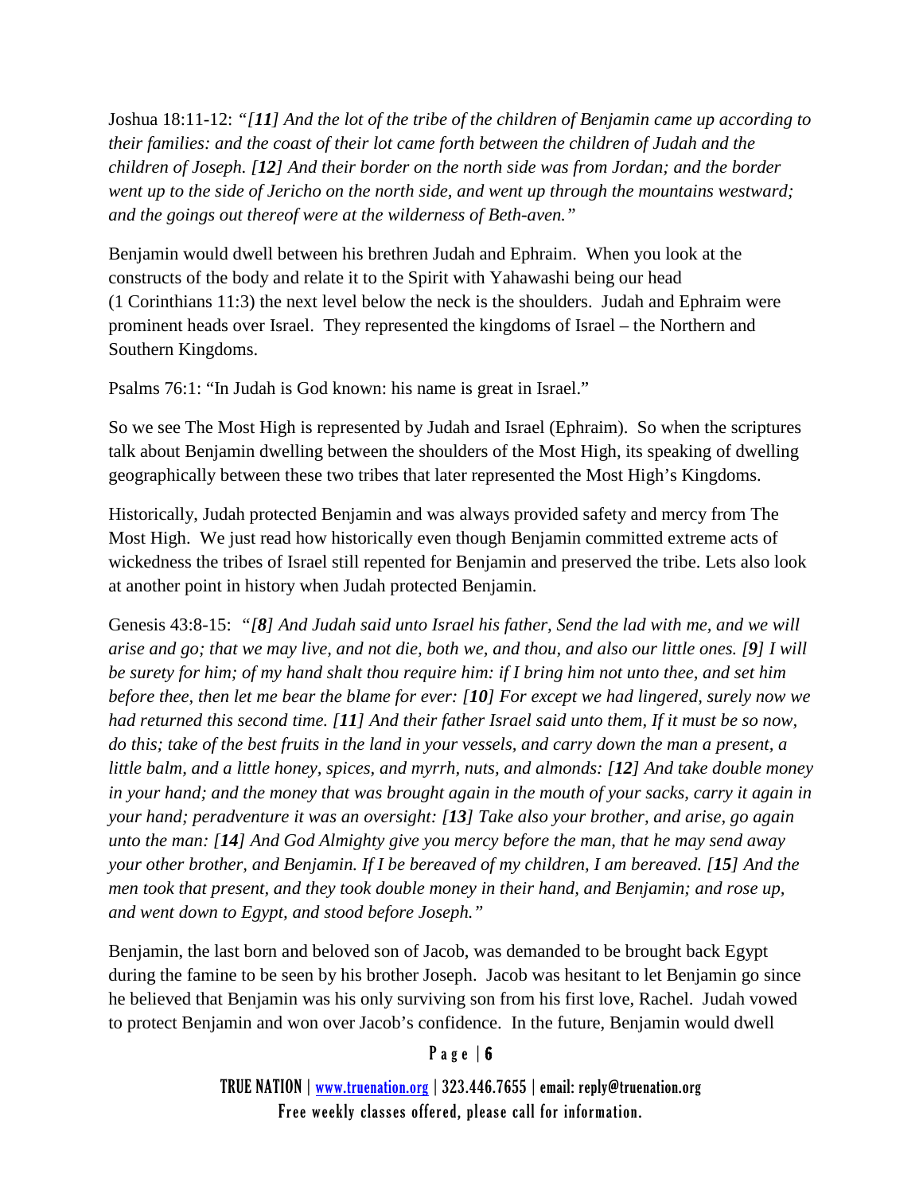Joshua 18:11-12: *"[**11**] And the lot of the tribe of the children of Benjamin came up according to their families: and the coast of their lot came forth between the children of Judah and the children of Joseph. [**12**] And their border on the north side was from Jordan; and the border went up to the side of Jericho on the north side, and went up through the mountains westward; and the goings out thereof were at the wilderness of Beth-aven."*

Benjamin would dwell between his brethren Judah and Ephraim. When you look at the constructs of the body and relate it to the Spirit with Yahawashi being our head (1 Corinthians 11:3) the next level below the neck is the shoulders. Judah and Ephraim were prominent heads over Israel. They represented the kingdoms of Israel – the Northern and Southern Kingdoms.

Psalms 76:1: "In Judah is God known: his name is great in Israel."

So we see The Most High is represented by Judah and Israel (Ephraim). So when the scriptures talk about Benjamin dwelling between the shoulders of the Most High, its speaking of dwelling geographically between these two tribes that later represented the Most High's Kingdoms.

Historically, Judah protected Benjamin and was always provided safety and mercy from The Most High. We just read how historically even though Benjamin committed extreme acts of wickedness the tribes of Israel still repented for Benjamin and preserved the tribe. Lets also look at another point in history when Judah protected Benjamin.

Genesis 43:8-15: *"[**8**] And Judah said unto Israel his father, Send the lad with me, and we will arise and go; that we may live, and not die, both we, and thou, and also our little ones. [**9**] I will be surety for him; of my hand shalt thou require him: if I bring him not unto thee, and set him before thee, then let me bear the blame for ever: [**10**] For except we had lingered, surely now we had returned this second time. [**11**] And their father Israel said unto them, If it must be so now, do this; take of the best fruits in the land in your vessels, and carry down the man a present, a little balm, and a little honey, spices, and myrrh, nuts, and almonds: [**12**] And take double money in your hand; and the money that was brought again in the mouth of your sacks, carry it again in your hand; peradventure it was an oversight: [**13**] Take also your brother, and arise, go again unto the man: [**14**] And God Almighty give you mercy before the man, that he may send away your other brother, and Benjamin. If I be bereaved of my children, I am bereaved. [**15**] And the men took that present, and they took double money in their hand, and Benjamin; and rose up, and went down to Egypt, and stood before Joseph."*

Benjamin, the last born and beloved son of Jacob, was demanded to be brought back Egypt during the famine to be seen by his brother Joseph. Jacob was hesitant to let Benjamin go since he believed that Benjamin was his only surviving son from his first love, Rachel. Judah vowed to protect Benjamin and won over Jacob's confidence. In the future, Benjamin would dwell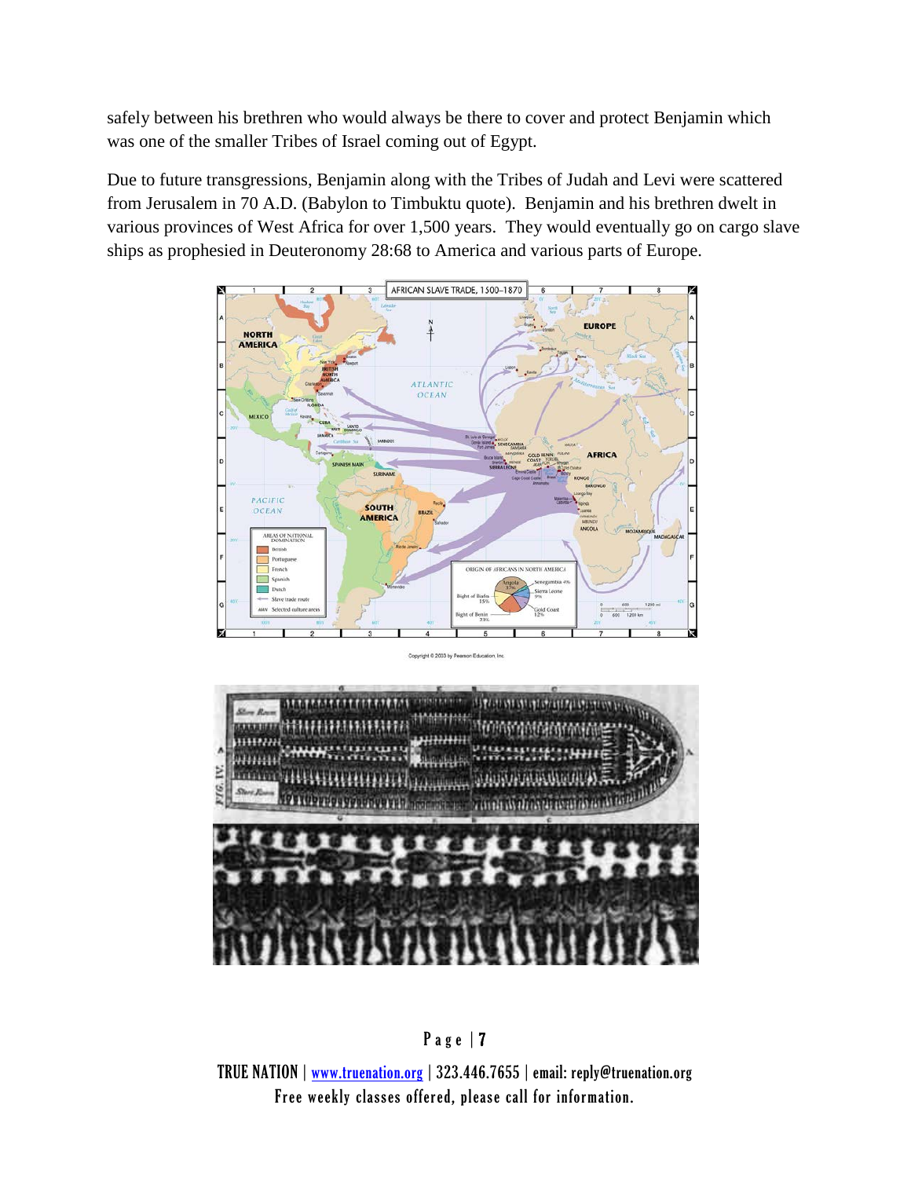safely between his brethren who would always be there to cover and protect Benjamin which was one of the smaller Tribes of Israel coming out of Egypt.

Due to future transgressions, Benjamin along with the Tribes of Judah and Levi were scattered from Jerusalem in 70 A.D. (Babylon to Timbuktu quote). Benjamin and his brethren dwelt in various provinces of West Africa for over 1,500 years. They would eventually go on cargo slave ships as prophesied in Deuteronomy 28:68 to America and various parts of Europe.

AFRICAN SLAVE TRADE, 1500–1870

Copyright © 2003 by Pearson Education, Inc.

TRUE NATION | www.truenation.org | 323.446.7655 | email: reply@truenation.org
Free weekly classes offered, please call for information.